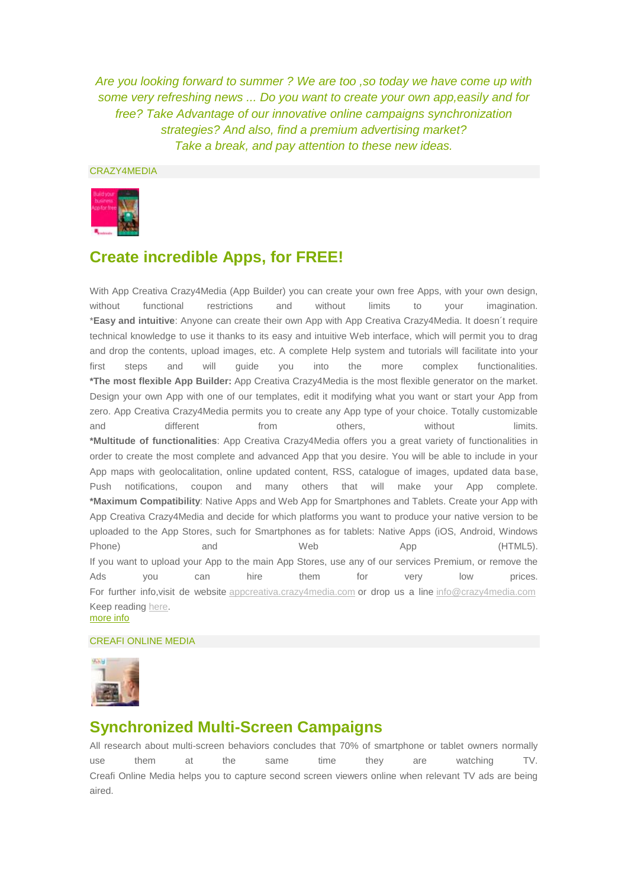*Are you looking forward to summer ? We are too ,so today we have come up with some very refreshing news ... Do you want to create your own app,easily and for free? Take Advantage of our innovative online campaigns synchronization strategies? And also, find a premium advertising market?*
*Take a break, and pay attention to these new ideas.*

CRAZY4MEDIA

## Create incredible Apps, for FREE!

With App Creativa Crazy4Media (App Builder) you can create your own free Apps, with your own design, without functional restrictions and without limits to your imagination.
*__Easy and intuitive__: Anyone can create their own App with App Creativa Crazy4Media. It doesn´t require technical knowledge to use it thanks to its easy and intuitive Web interface, which will permit you to drag and drop the contents, upload images, etc. A complete Help system and tutorials will facilitate into your first steps and will guide you into the more complex functionalities.
**\*The most flexible App Builder:** App Creativa Crazy4Media is the most flexible generator on the market. Design your own App with one of our templates, edit it modifying what you want or start your App from zero. App Creativa Crazy4Media permits you to create any App type of your choice. Totally customizable and different from others, without limits.
**\*Multitude of functionalities**: App Creativa Crazy4Media offers you a great variety of functionalities in order to create the most complete and advanced App that you desire. You will be able to include in your App maps with geolocalitation, online updated content, RSS, catalogue of images, updated data base, Push notifications, coupon and many others that will make your App complete.
**\*Maximum Compatibility**: Native Apps and Web App for Smartphones and Tablets. Create your App with App Creativa Crazy4Media and decide for which platforms you want to produce your native version to be uploaded to the App Stores, such for Smartphones as for tablets: Native Apps (iOS, Android, Windows Phone) and Web App (HTML5).
If you want to upload your App to the main App Stores, use any of our services Premium, or remove the Ads you can hire them for very low prices.
For further info,visit de website appcreativa.crazy4media.com or drop us a line info@crazy4media.com
Keep reading here.
more info

CREAFI ONLINE MEDIA

## Synchronized Multi-Screen Campaigns

All research about multi-screen behaviors concludes that 70% of smartphone or tablet owners normally use them at the same time they are watching TV.
Creafi Online Media helps you to capture second screen viewers online when relevant TV ads are being aired.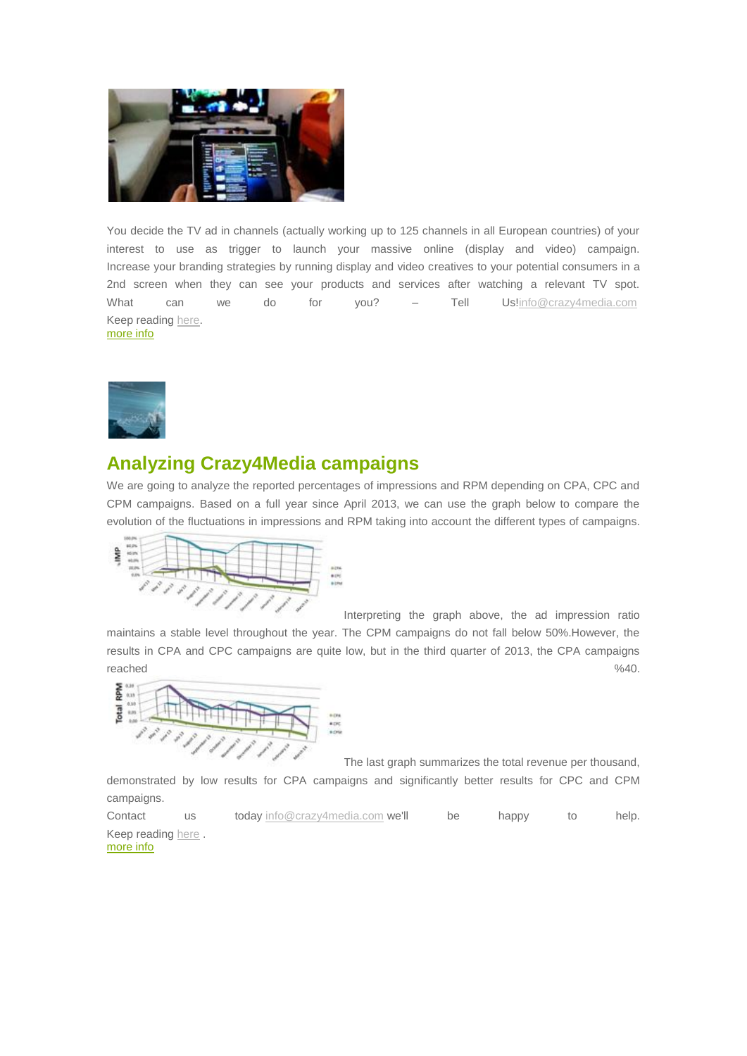You decide the TV ad in channels (actually working up to 125 channels in all European countries) of your interest to use as trigger to launch your massive online (display and video) campaign. Increase your branding strategies by running display and video creatives to your potential consumers in a 2nd screen when they can see your products and services after watching a relevant TV spot. What can we do for you? – Tell Us!info@crazy4media.com

Keep reading here.

more info

## Analyzing Crazy4Media campaigns

We are going to analyze the reported percentages of impressions and RPM depending on CPA, CPC and CPM campaigns. Based on a full year since April 2013, we can use the graph below to compare the evolution of the fluctuations in impressions and RPM taking into account the different types of campaigns.

Interpreting the graph above, the ad impression ratio maintains a stable level throughout the year. The CPM campaigns do not fall below 50%.However, the results in CPA and CPC campaigns are quite low, but in the third quarter of 2013, the CPA campaigns reached %40.

The last graph summarizes the total revenue per thousand, demonstrated by low results for CPA campaigns and significantly better results for CPC and CPM campaigns.

Contact us today info@crazy4media.com we'll be happy to help.

Keep reading here .

more info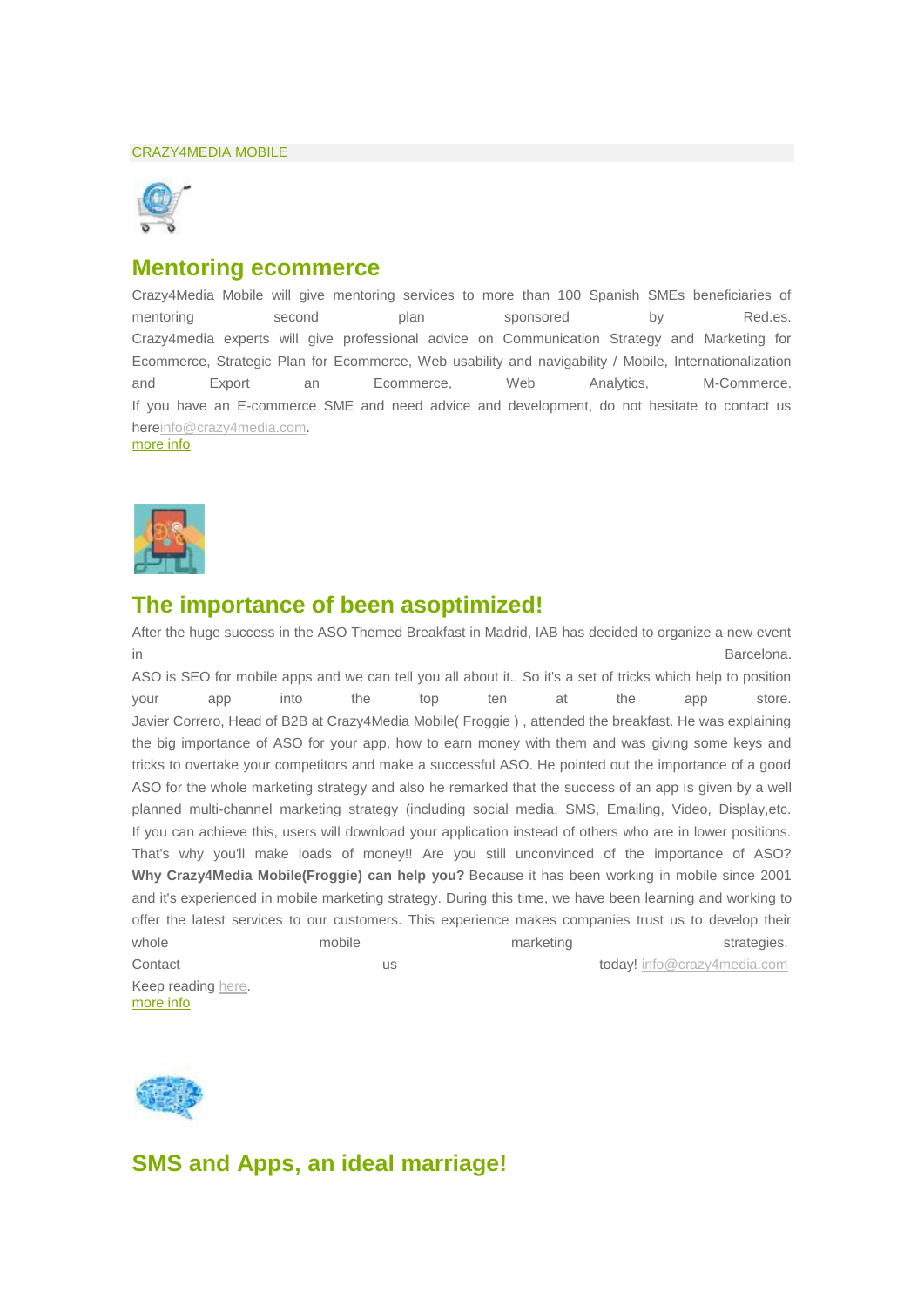CRAZY4MEDIA MOBILE

## Mentoring ecommerce

Crazy4Media Mobile will give mentoring services to more than 100 Spanish SMEs beneficiaries of mentoring second plan sponsored by Red.es.
Crazy4media experts will give professional advice on Communication Strategy and Marketing for Ecommerce, Strategic Plan for Ecommerce, Web usability and navigability / Mobile, Internationalization and Export an Ecommerce, Web Analytics, M-Commerce.
If you have an E-commerce SME and need advice and development, do not hesitate to contact us hereinfo@crazy4media.com.
more info

## The importance of been asoptimized!

After the huge success in the ASO Themed Breakfast in Madrid, IAB has decided to organize a new event in Barcelona.
ASO is SEO for mobile apps and we can tell you all about it.. So it's a set of tricks which help to position your app into the top ten at the app store.
Javier Correro, Head of B2B at Crazy4Media Mobile( Froggie ) , attended the breakfast. He was explaining the big importance of ASO for your app, how to earn money with them and was giving some keys and tricks to overtake your competitors and make a successful ASO. He pointed out the importance of a good ASO for the whole marketing strategy and also he remarked that the success of an app is given by a well planned multi-channel marketing strategy (including social media, SMS, Emailing, Video, Display,etc. If you can achieve this, users will download your application instead of others who are in lower positions. That's why you'll make loads of money!! Are you still unconvinced of the importance of ASO? **Why Crazy4Media Mobile(Froggie) can help you?** Because it has been working in mobile since 2001 and it's experienced in mobile marketing strategy. During this time, we have been learning and working to offer the latest services to our customers. This experience makes companies trust us to develop their whole mobile marketing strategies.
Contact us today! info@crazy4media.com
Keep reading here.
more info

## SMS and Apps, an ideal marriage!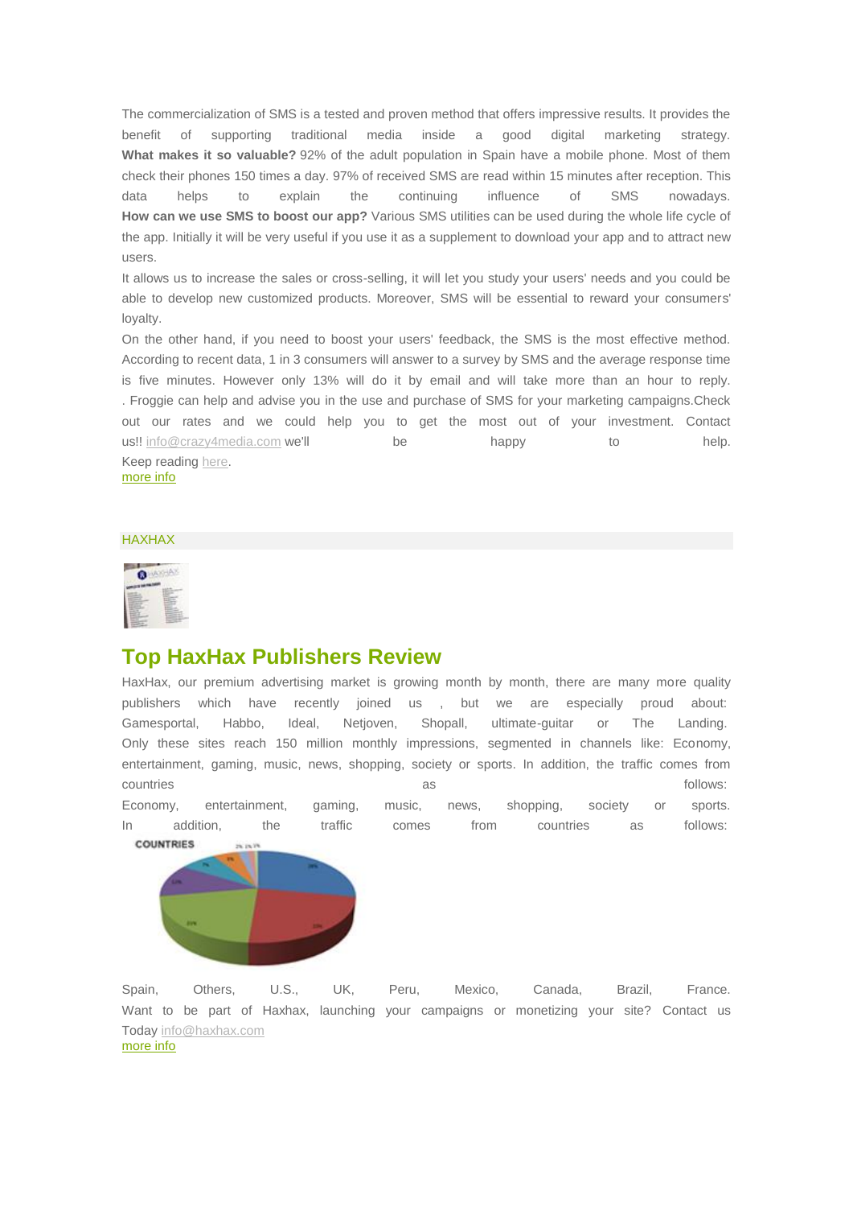The commercialization of SMS is a tested and proven method that offers impressive results. It provides the benefit of supporting traditional media inside a good digital marketing strategy. **What makes it so valuable?** 92% of the adult population in Spain have a mobile phone. Most of them check their phones 150 times a day. 97% of received SMS are read within 15 minutes after reception. This data helps to explain the continuing influence of SMS nowadays. **How can we use SMS to boost our app?** Various SMS utilities can be used during the whole life cycle of the app. Initially it will be very useful if you use it as a supplement to download your app and to attract new users.

It allows us to increase the sales or cross-selling, it will let you study your users' needs and you could be able to develop new customized products. Moreover, SMS will be essential to reward your consumers' loyalty.

On the other hand, if you need to boost your users' feedback, the SMS is the most effective method. According to recent data, 1 in 3 consumers will answer to a survey by SMS and the average response time is five minutes. However only 13% will do it by email and will take more than an hour to reply. . Froggie can help and advise you in the use and purchase of SMS for your marketing campaigns.Check out our rates and we could help you to get the most out of your investment. Contact us!! info@crazy4media.com we'll be happy to help.

Keep reading here.

more info

HAXHAX

## Top HaxHax Publishers Review

HaxHax, our premium advertising market is growing month by month, there are many more quality publishers which have recently joined us , but we are especially proud about: Gamesportal, Habbo, Ideal, Netjoven, Shopall, ultimate-guitar or The Landing. Only these sites reach 150 million monthly impressions, segmented in channels like: Economy, entertainment, gaming, music, news, shopping, society or sports. In addition, the traffic comes from countries as follows:
Economy, entertainment, gaming, music, news, shopping, society or sports. In addition, the traffic comes from countries as follows:

COUNTRIES

Spain, Others, U.S., UK, Peru, Mexico, Canada, Brazil, France.
Want to be part of Haxhax, launching your campaigns or monetizing your site? Contact us Today info@haxhax.com

more info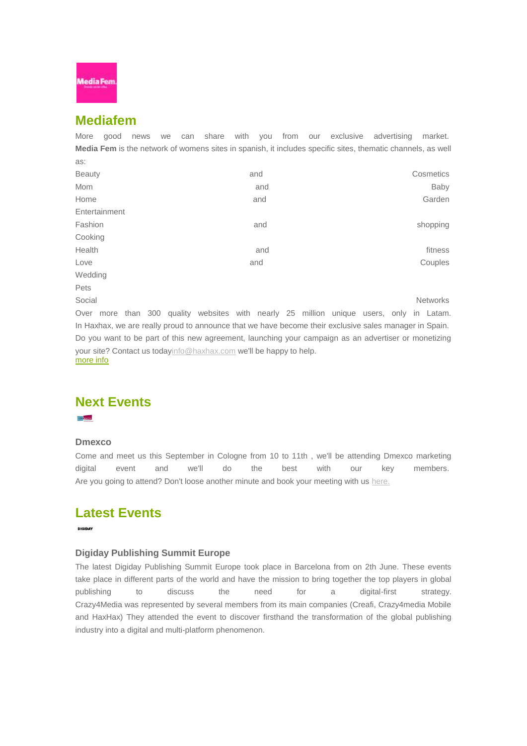## Mediafem

More good news we can share with you from our exclusive advertising market. **Media Fem** is the network of womens sites in spanish, it includes specific sites, thematic channels, as well as:

Beauty and Cosmetics
Mom and Baby
Home and Garden
Entertainment
Fashion and shopping
Cooking
Health and fitness
Love and Couples
Wedding
Pets
Social Networks

Over more than 300 quality websites with nearly 25 million unique users, only in Latam. In Haxhax, we are really proud to announce that we have become their exclusive sales manager in Spain. Do you want to be part of this new agreement, launching your campaign as an advertiser or monetizing your site? Contact us todayinfo@haxhax.com we'll be happy to help.
more info

## Next Events

### Dmexco

Come and meet us this September in Cologne from 10 to 11th , we'll be attending Dmexco marketing digital event and we'll do the best with our key members. Are you going to attend? Don't loose another minute and book your meeting with us here.

## Latest Events

### Digiday Publishing Summit Europe

The latest Digiday Publishing Summit Europe took place in Barcelona from on 2th June. These events take place in different parts of the world and have the mission to bring together the top players in global publishing to discuss the need for a digital-first strategy. Crazy4Media was represented by several members from its main companies (Creafi, Crazy4media Mobile and HaxHax) They attended the event to discover firsthand the transformation of the global publishing industry into a digital and multi-platform phenomenon.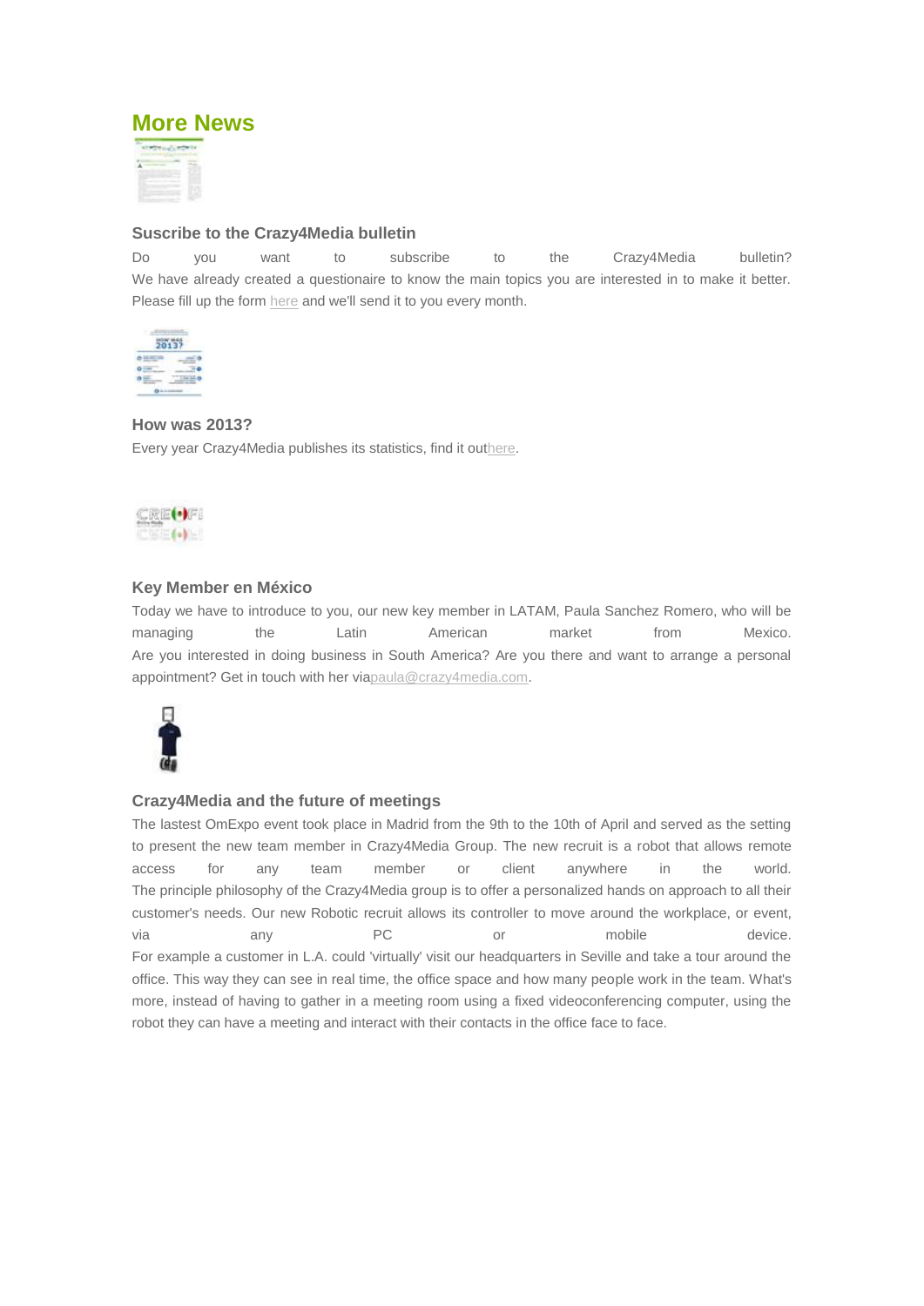## More News

### Suscribe to the Crazy4Media bulletin

Do you want to subscribe to the Crazy4Media bulletin?
We have already created a questionaire to know the main topics you are interested in to make it better. Please fill up the form here and we'll send it to you every month.

### How was 2013?

Every year Crazy4Media publishes its statistics, find it outhere.

### Key Member en México

Today we have to introduce to you, our new key member in LATAM, Paula Sanchez Romero, who will be managing the Latin American market from Mexico.
Are you interested in doing business in South America? Are you there and want to arrange a personal appointment? Get in touch with her viapaula@crazy4media.com.

### Crazy4Media and the future of meetings

The lastest OmExpo event took place in Madrid from the 9th to the 10th of April and served as the setting to present the new team member in Crazy4Media Group. The new recruit is a robot that allows remote access for any team member or client anywhere in the world.
The principle philosophy of the Crazy4Media group is to offer a personalized hands on approach to all their customer's needs. Our new Robotic recruit allows its controller to move around the workplace, or event, via any PC or mobile device.
For example a customer in L.A. could 'virtually' visit our headquarters in Seville and take a tour around the office. This way they can see in real time, the office space and how many people work in the team. What's more, instead of having to gather in a meeting room using a fixed videoconferencing computer, using the robot they can have a meeting and interact with their contacts in the office face to face.